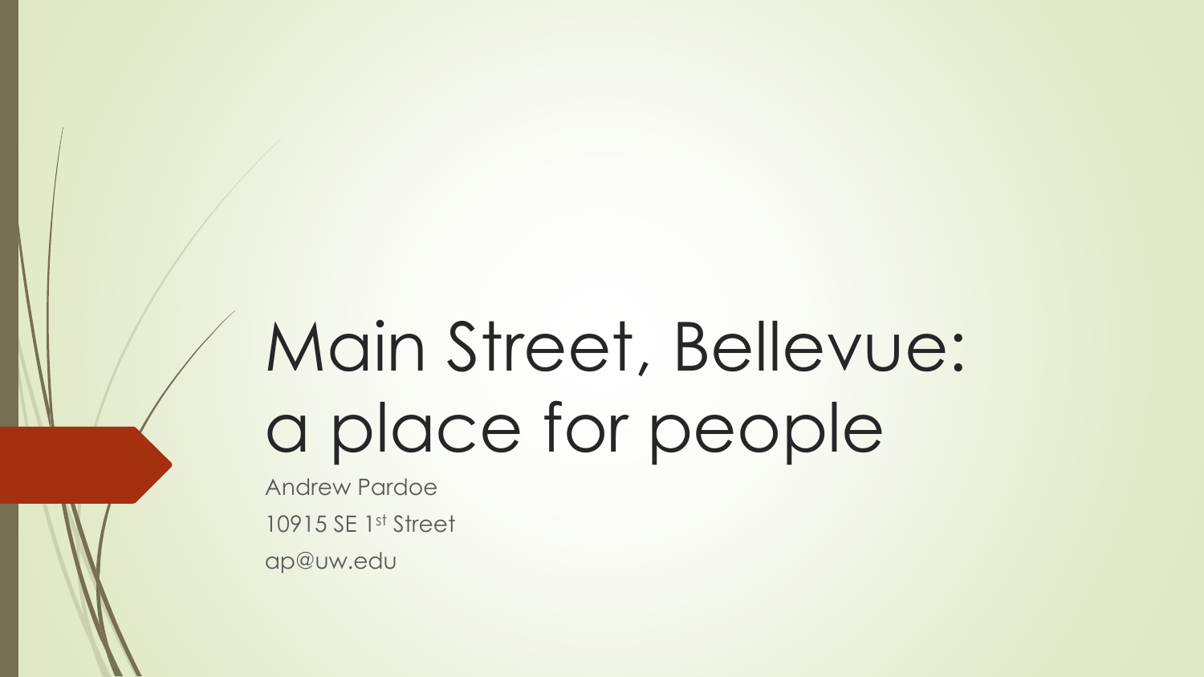# Main Street, Bellevue: a place for people

Andrew Pardoe

10915 SE 1st Street

ap@uw.edu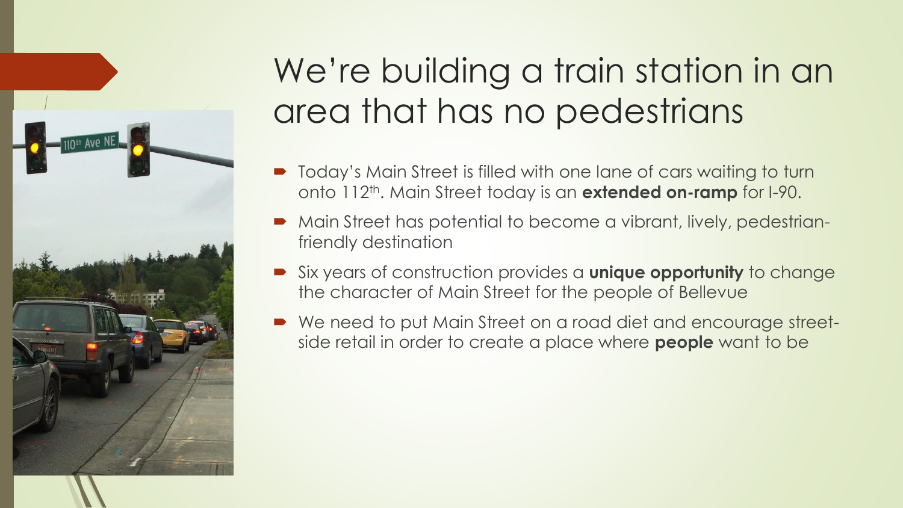# We're building a train station in an area that has no pedestrians

- Today's Main Street is filled with one lane of cars waiting to turn onto 112$^{th}$. Main Street today is an **extended on-ramp** for I-90.
- Main Street has potential to become a vibrant, lively, pedestrian-friendly destination
- Six years of construction provides a **unique opportunity** to change the character of Main Street for the people of Bellevue
- We need to put Main Street on a road diet and encourage street-side retail in order to create a place where **people** want to be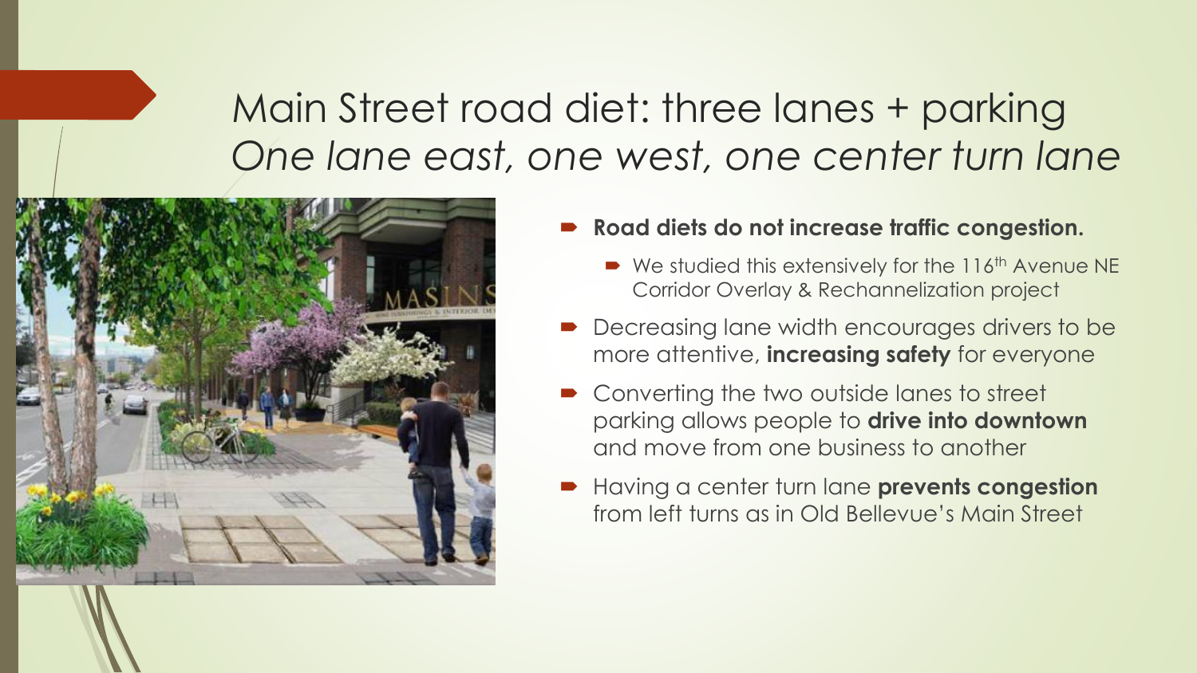# Main Street road diet: three lanes + parking
## *One lane east, one west, one center turn lane*

- **Road diets do not increase traffic congestion.**
  - We studied this extensively for the 116th Avenue NE Corridor Overlay & Rechannelization project
- Decreasing lane width encourages drivers to be more attentive, **increasing safety** for everyone
- Converting the two outside lanes to street parking allows people to **drive into downtown** and move from one business to another
- Having a center turn lane **prevents congestion** from left turns as in Old Bellevue's Main Street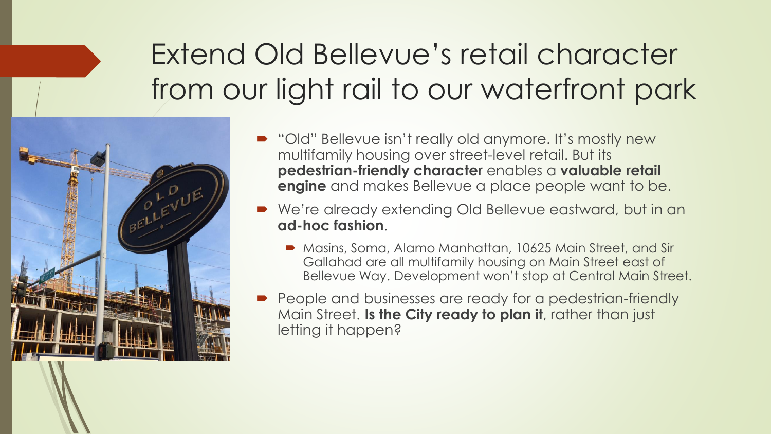# Extend Old Bellevue's retail character from our light rail to our waterfront park

- "Old" Bellevue isn't really old anymore. It's mostly new multifamily housing over street-level retail. But its **pedestrian-friendly character** enables a **valuable retail engine** and makes Bellevue a place people want to be.
- We're already extending Old Bellevue eastward, but in an **ad-hoc fashion**.
  - Masins, Soma, Alamo Manhattan, 10625 Main Street, and Sir Gallahad are all multifamily housing on Main Street east of Bellevue Way. Development won't stop at Central Main Street.
- People and businesses are ready for a pedestrian-friendly Main Street. **Is the City ready to plan it**, rather than just letting it happen?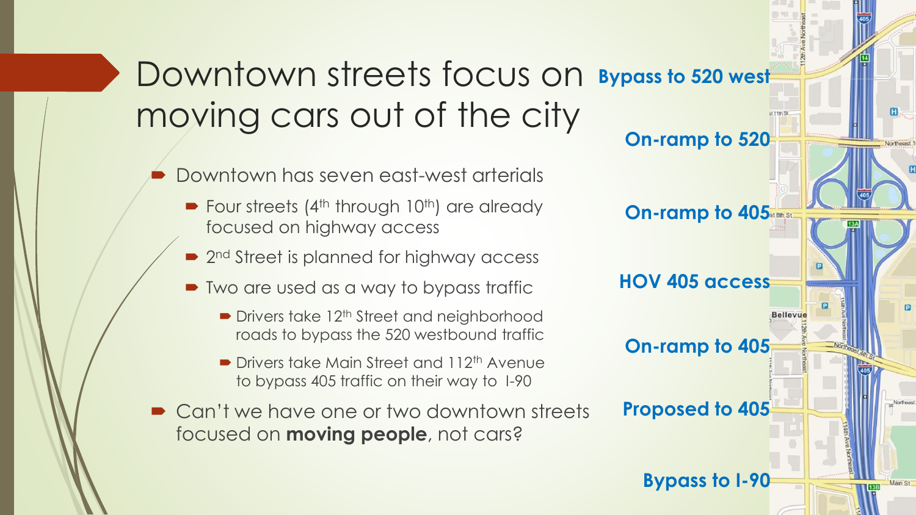# Downtown streets focus on moving cars out of the city

- Downtown has seven east-west arterials
  - Four streets (4th through 10th) are already focused on highway access
  - 2nd Street is planned for highway access
  - Two are used as a way to bypass traffic
    - Drivers take 12th Street and neighborhood roads to bypass the 520 westbound traffic
    - Drivers take Main Street and 112th Avenue to bypass 405 traffic on their way to I-90
- Can't we have one or two downtown streets focused on **moving people**, not cars?

**Bypass to 520 west**

**On-ramp to 520**

**On-ramp to 405**

**HOV 405 access**

**On-ramp to 405**

**Proposed to 405**

**Bypass to I-90**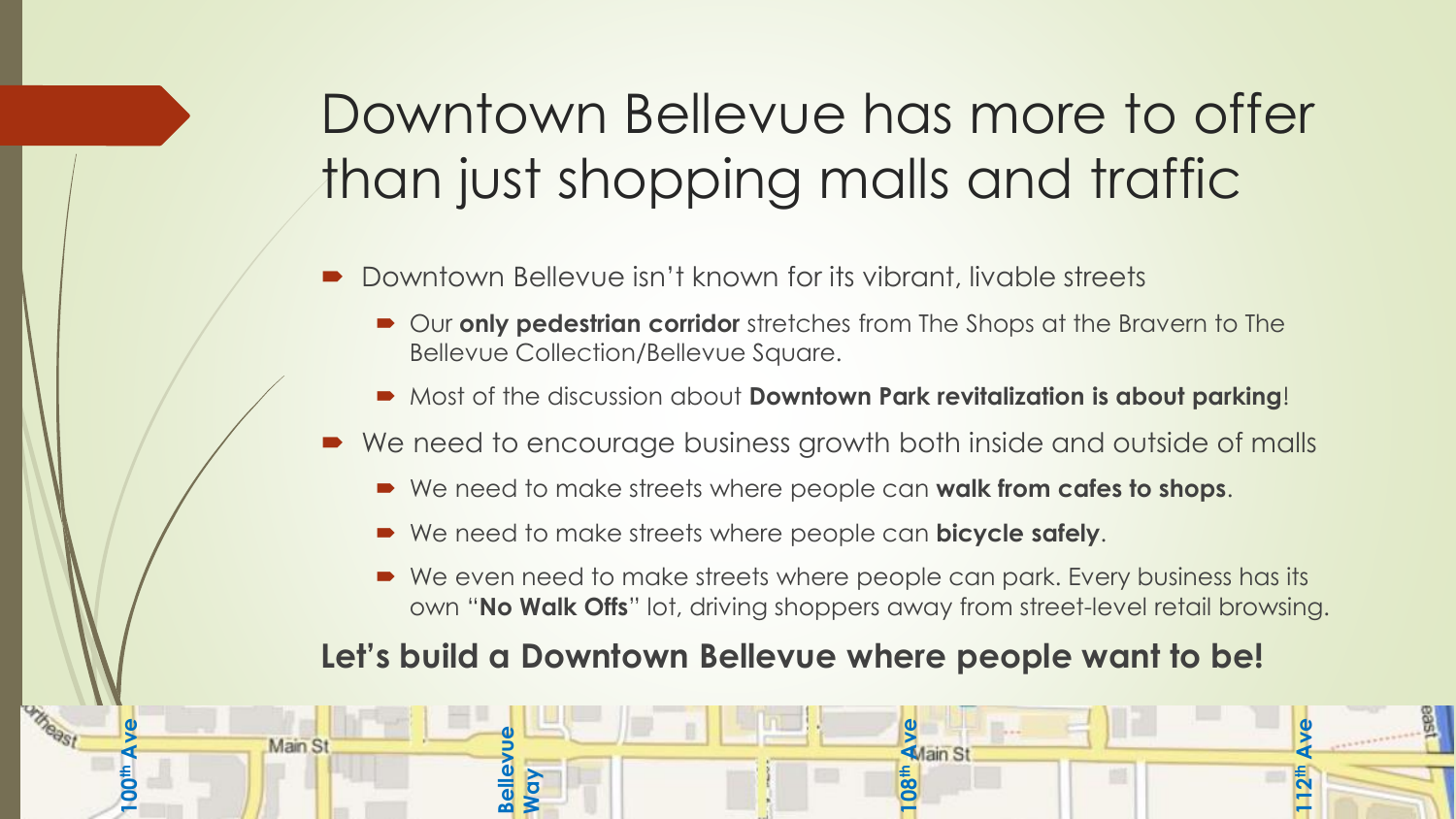# Downtown Bellevue has more to offer than just shopping malls and traffic

- Downtown Bellevue isn't known for its vibrant, livable streets
  - Our **only pedestrian corridor** stretches from The Shops at the Bravern to The Bellevue Collection/Bellevue Square.
  - Most of the discussion about **Downtown Park revitalization is about parking**!
- We need to encourage business growth both inside and outside of malls
  - We need to make streets where people can **walk from cafes to shops**.
  - We need to make streets where people can **bicycle safely**.
  - We even need to make streets where people can park. Every business has its own "**No Walk Offs**" lot, driving shoppers away from street-level retail browsing.

**Let's build a Downtown Bellevue where people want to be!**

100th Ave

Main St

Bellevue Way

108th Ave

Main St

112th Ave